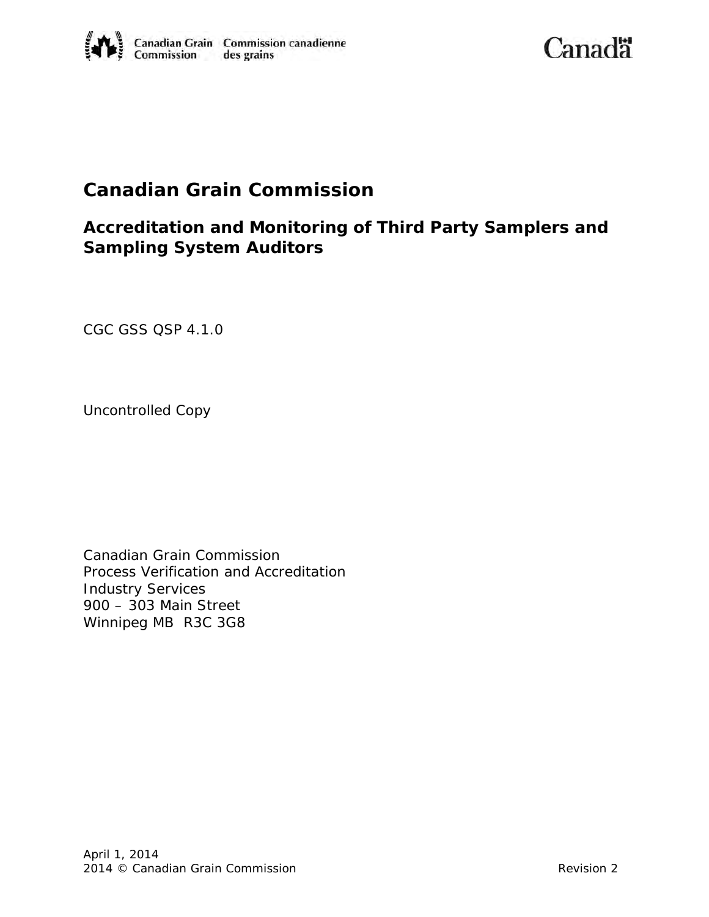Canadian Grain Commission | Commission canadienne des grains

Canada

# Canadian Grain Commission

## Accreditation and Monitoring of Third Party Samplers and Sampling System Auditors

CGC GSS QSP 4.1.0

Uncontrolled Copy

Canadian Grain Commission
Process Verification and Accreditation
Industry Services
900 – 303 Main Street
Winnipeg MB R3C 3G8

April 1, 2014
2014 © Canadian Grain Commission

Revision 2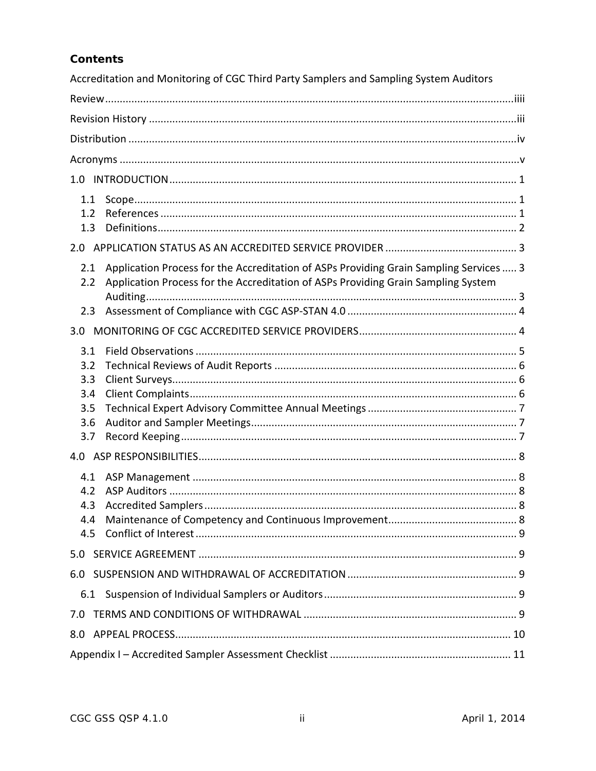## Contents

Accreditation and Monitoring of CGC Third Party Samplers and Sampling System Auditors

Review ........................................................................................ iiii

Revision History ........................................................................................ iii

Distribution ........................................................................................ iv

Acronyms ........................................................................................ v

1.0 INTRODUCTION ........................................................................................ 1

- 1.1 Scope ........................................................................................ 1
- 1.2 References ........................................................................................ 1
- 1.3 Definitions ........................................................................................ 2

2.0 APPLICATION STATUS AS AN ACCREDITED SERVICE PROVIDER ........................................................................................ 3

- 2.1 Application Process for the Accreditation of ASPs Providing Grain Sampling Services ..... 3
- 2.2 Application Process for the Accreditation of ASPs Providing Grain Sampling System Auditing ........................................................................................ 3
- 2.3 Assessment of Compliance with CGC ASP-STAN 4.0 ........................................................................................ 4

3.0 MONITORING OF CGC ACCREDITED SERVICE PROVIDERS ........................................................................................ 4

- 3.1 Field Observations ........................................................................................ 5
- 3.2 Technical Reviews of Audit Reports ........................................................................................ 6
- 3.3 Client Surveys ........................................................................................ 6
- 3.4 Client Complaints ........................................................................................ 6
- 3.5 Technical Expert Advisory Committee Annual Meetings ........................................................................................ 7
- 3.6 Auditor and Sampler Meetings ........................................................................................ 7
- 3.7 Record Keeping ........................................................................................ 7

4.0 ASP RESPONSIBILITIES ........................................................................................ 8

- 4.1 ASP Management ........................................................................................ 8
- 4.2 ASP Auditors ........................................................................................ 8
- 4.3 Accredited Samplers ........................................................................................ 8
- 4.4 Maintenance of Competency and Continuous Improvement ........................................................................................ 8
- 4.5 Conflict of Interest ........................................................................................ 9

5.0 SERVICE AGREEMENT ........................................................................................ 9

6.0 SUSPENSION AND WITHDRAWAL OF ACCREDITATION ........................................................................................ 9

- 6.1 Suspension of Individual Samplers or Auditors ........................................................................................ 9

7.0 TERMS AND CONDITIONS OF WITHDRAWAL ........................................................................................ 9

8.0 APPEAL PROCESS ........................................................................................ 10

Appendix I – Accredited Sampler Assessment Checklist ........................................................................................ 11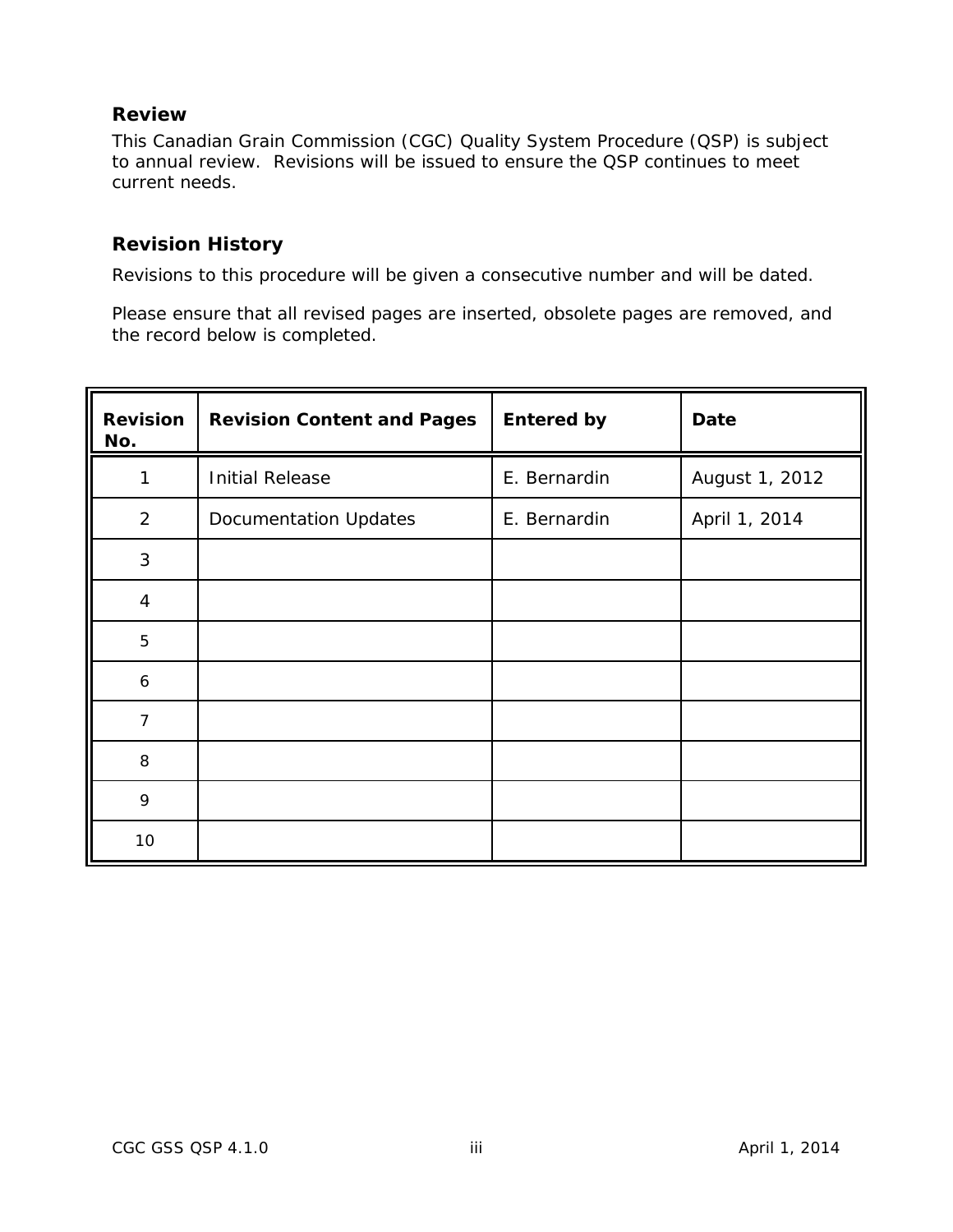## Review

This Canadian Grain Commission (CGC) Quality System Procedure (QSP) is subject to annual review. Revisions will be issued to ensure the QSP continues to meet current needs.

## Revision History

Revisions to this procedure will be given a consecutive number and will be dated.

Please ensure that all revised pages are inserted, obsolete pages are removed, and the record below is completed.

| Revision No. | Revision Content and Pages | Entered by | Date |
|---|---|---|---|
| 1 | Initial Release | E. Bernardin | August 1, 2012 |
| 2 | Documentation Updates | E. Bernardin | April 1, 2014 |
| 3 | | | |
| 4 | | | |
| 5 | | | |
| 6 | | | |
| 7 | | | |
| 8 | | | |
| 9 | | | |
| 10 | | | |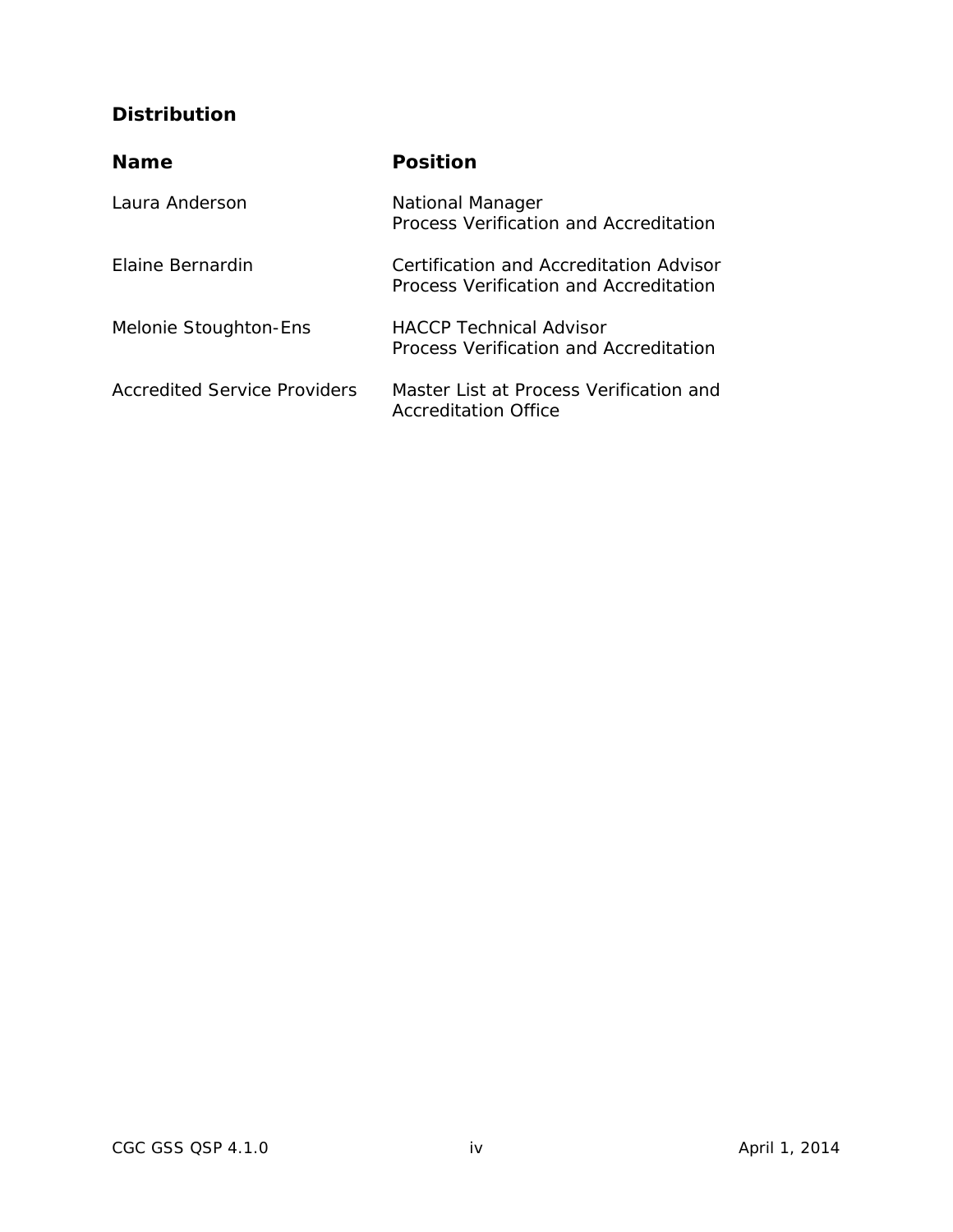## Distribution

| Name | Position |
| --- | --- |
| Laura Anderson | National Manager<br>Process Verification and Accreditation |
| Elaine Bernardin | Certification and Accreditation Advisor<br>Process Verification and Accreditation |
| Melonie Stoughton-Ens | HACCP Technical Advisor<br>Process Verification and Accreditation |
| Accredited Service Providers | Master List at Process Verification and Accreditation Office |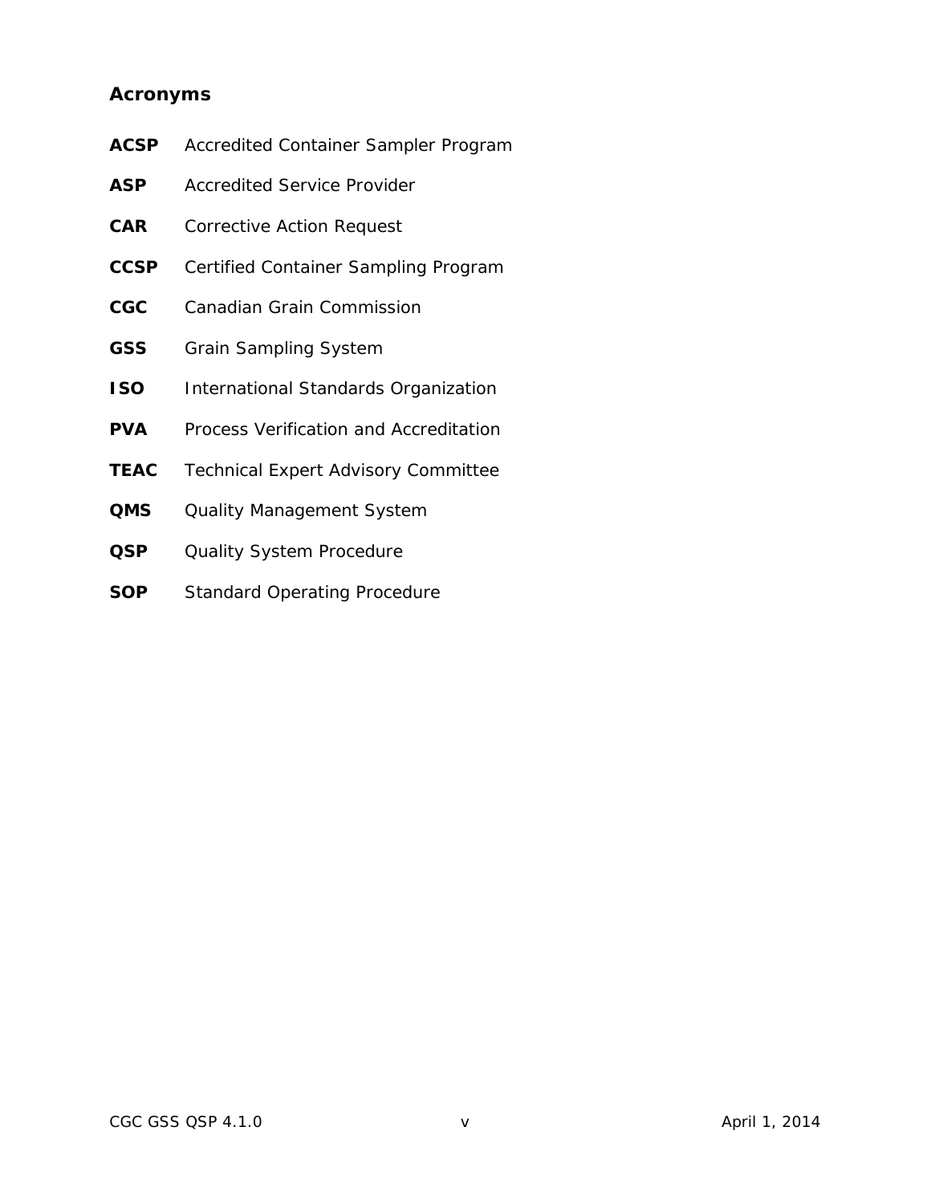## Acronyms

**ACSP** Accredited Container Sampler Program

**ASP** Accredited Service Provider

**CAR** Corrective Action Request

**CCSP** Certified Container Sampling Program

**CGC** Canadian Grain Commission

**GSS** Grain Sampling System

**ISO** International Standards Organization

**PVA** Process Verification and Accreditation

**TEAC** Technical Expert Advisory Committee

**QMS** Quality Management System

**QSP** Quality System Procedure

**SOP** Standard Operating Procedure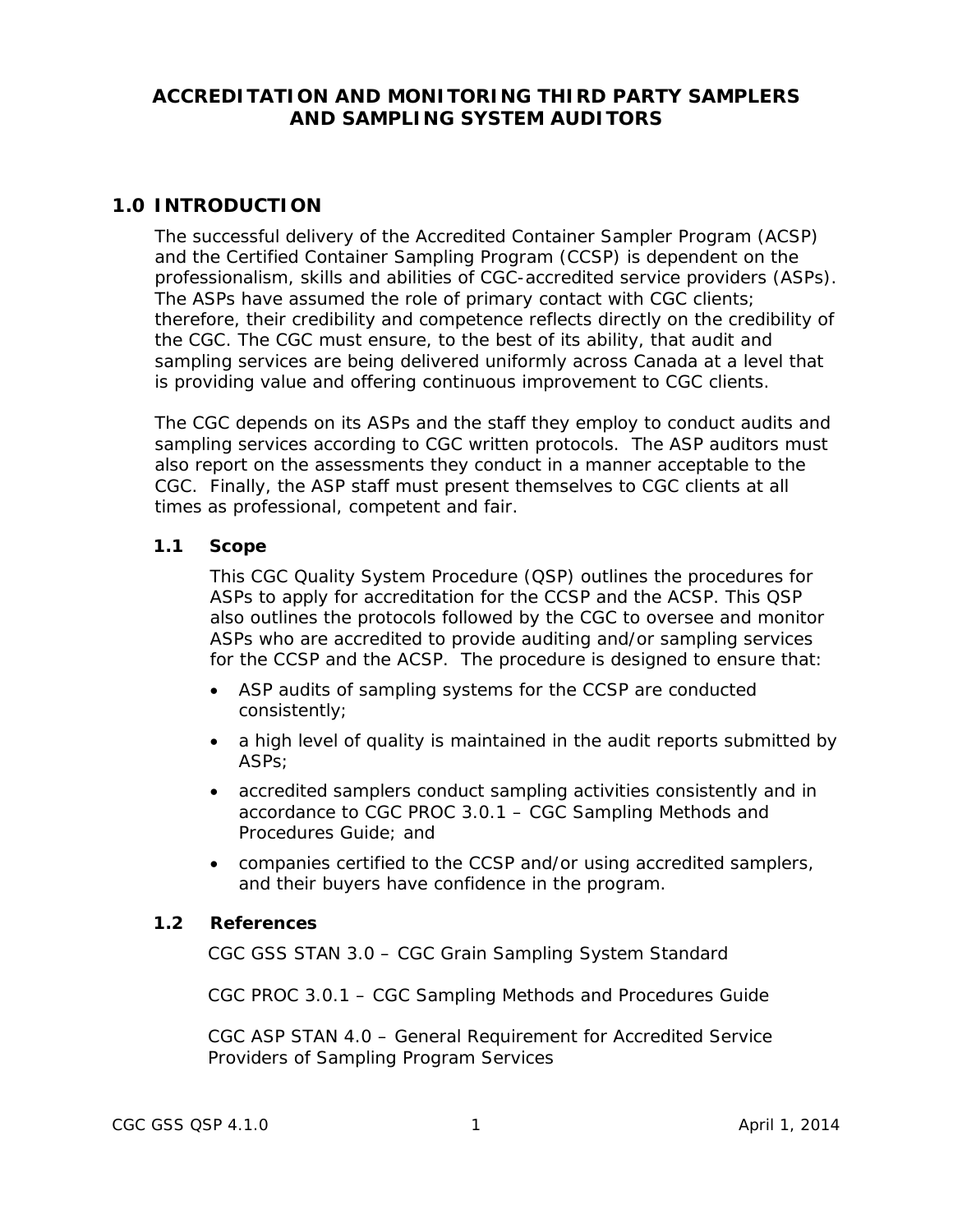# ACCREDITATION AND MONITORING THIRD PARTY SAMPLERS AND SAMPLING SYSTEM AUDITORS

## 1.0 INTRODUCTION

The successful delivery of the Accredited Container Sampler Program (ACSP) and the Certified Container Sampling Program (CCSP) is dependent on the professionalism, skills and abilities of CGC-accredited service providers (ASPs). The ASPs have assumed the role of primary contact with CGC clients; therefore, their credibility and competence reflects directly on the credibility of the CGC. The CGC must ensure, to the best of its ability, that audit and sampling services are being delivered uniformly across Canada at a level that is providing value and offering continuous improvement to CGC clients.

The CGC depends on its ASPs and the staff they employ to conduct audits and sampling services according to CGC written protocols. The ASP auditors must also report on the assessments they conduct in a manner acceptable to the CGC. Finally, the ASP staff must present themselves to CGC clients at all times as professional, competent and fair.

### 1.1 Scope

This CGC Quality System Procedure (QSP) outlines the procedures for ASPs to apply for accreditation for the CCSP and the ACSP. This QSP also outlines the protocols followed by the CGC to oversee and monitor ASPs who are accredited to provide auditing and/or sampling services for the CCSP and the ACSP. The procedure is designed to ensure that:

- ASP audits of sampling systems for the CCSP are conducted consistently;
- a high level of quality is maintained in the audit reports submitted by ASPs;
- accredited samplers conduct sampling activities consistently and in accordance to CGC PROC 3.0.1 – CGC Sampling Methods and Procedures Guide; and
- companies certified to the CCSP and/or using accredited samplers, and their buyers have confidence in the program.

### 1.2 References

CGC GSS STAN 3.0 – CGC Grain Sampling System Standard

CGC PROC 3.0.1 – CGC Sampling Methods and Procedures Guide

CGC ASP STAN 4.0 – General Requirement for Accredited Service Providers of Sampling Program Services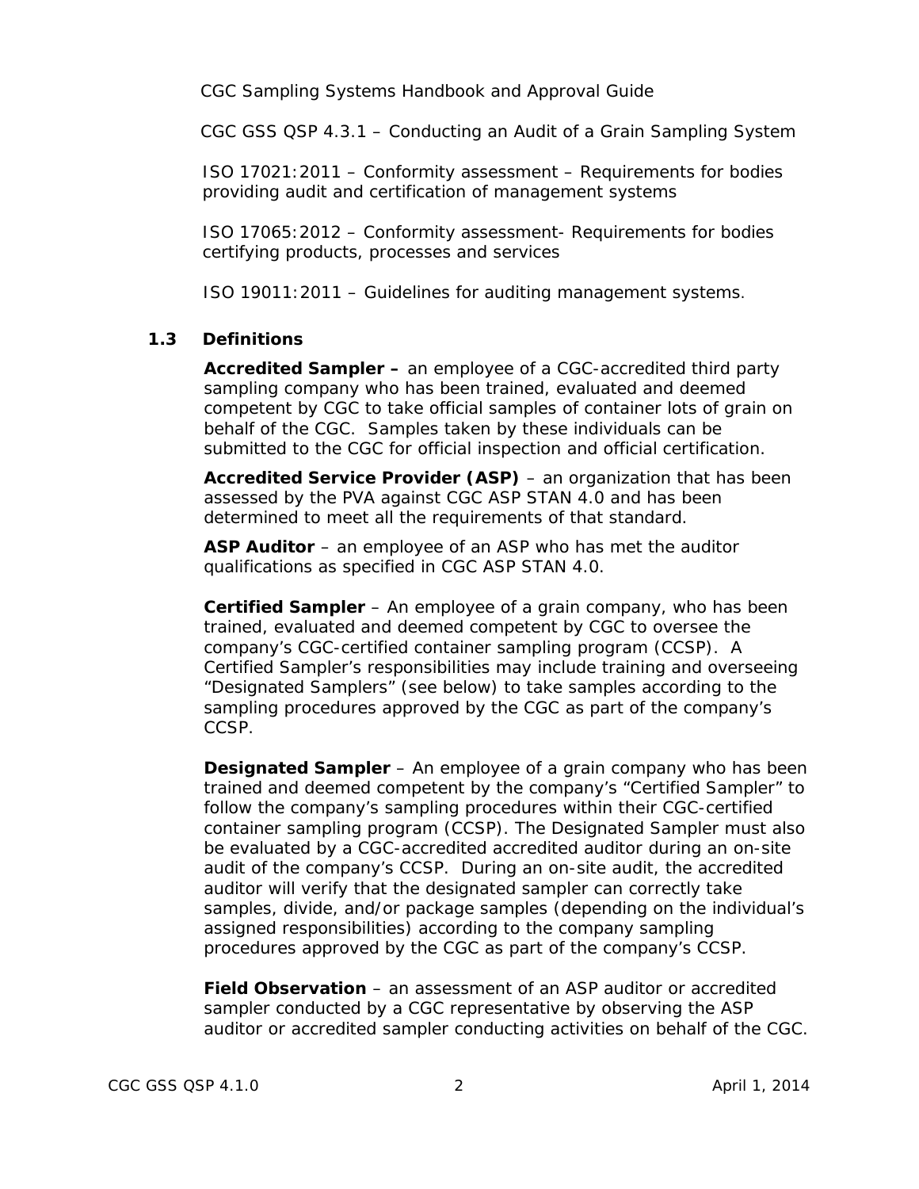CGC Sampling Systems Handbook and Approval Guide

CGC GSS QSP 4.3.1 – Conducting an Audit of a Grain Sampling System

ISO 17021:2011 – Conformity assessment – Requirements for bodies providing audit and certification of management systems

ISO 17065:2012 – Conformity assessment- Requirements for bodies certifying products, processes and services

ISO 19011:2011 – Guidelines for auditing management systems.

### 1.3 Definitions

**Accredited Sampler –** an employee of a CGC-accredited third party sampling company who has been trained, evaluated and deemed competent by CGC to take official samples of container lots of grain on behalf of the CGC. Samples taken by these individuals can be submitted to the CGC for official inspection and official certification.

**Accredited Service Provider (ASP)** – an organization that has been assessed by the PVA against CGC ASP STAN 4.0 and has been determined to meet all the requirements of that standard.

**ASP Auditor** – an employee of an ASP who has met the auditor qualifications as specified in CGC ASP STAN 4.0.

**Certified Sampler** – An employee of a grain company, who has been trained, evaluated and deemed competent by CGC to oversee the company's CGC-certified container sampling program (CCSP). A Certified Sampler's responsibilities may include training and overseeing "Designated Samplers" (see below) to take samples according to the sampling procedures approved by the CGC as part of the company's CCSP.

**Designated Sampler** – An employee of a grain company who has been trained and deemed competent by the company's "Certified Sampler" to follow the company's sampling procedures within their CGC-certified container sampling program (CCSP). The Designated Sampler must also be evaluated by a CGC-accredited accredited auditor during an on-site audit of the company's CCSP. During an on-site audit, the accredited auditor will verify that the designated sampler can correctly take samples, divide, and/or package samples (depending on the individual's assigned responsibilities) according to the company sampling procedures approved by the CGC as part of the company's CCSP.

**Field Observation** – an assessment of an ASP auditor or accredited sampler conducted by a CGC representative by observing the ASP auditor or accredited sampler conducting activities on behalf of the CGC.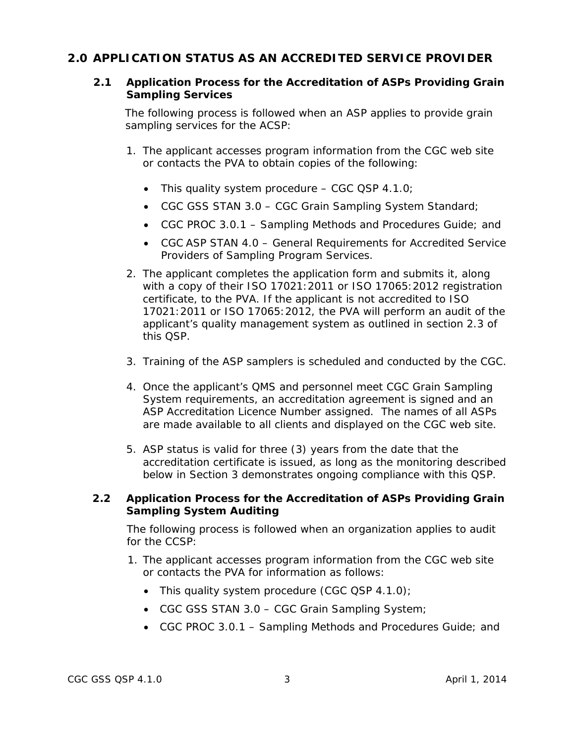## 2.0 APPLICATION STATUS AS AN ACCREDITED SERVICE PROVIDER

### 2.1 Application Process for the Accreditation of ASPs Providing Grain Sampling Services

The following process is followed when an ASP applies to provide grain sampling services for the ACSP:

1. The applicant accesses program information from the CGC web site or contacts the PVA to obtain copies of the following:

   - This quality system procedure – CGC QSP 4.1.0;
   - CGC GSS STAN 3.0 – CGC Grain Sampling System Standard;
   - CGC PROC 3.0.1 – Sampling Methods and Procedures Guide; and
   - CGC ASP STAN 4.0 – General Requirements for Accredited Service Providers of Sampling Program Services.

2. The applicant completes the application form and submits it, along with a copy of their ISO 17021:2011 or ISO 17065:2012 registration certificate, to the PVA. If the applicant is not accredited to ISO 17021:2011 or ISO 17065:2012, the PVA will perform an audit of the applicant's quality management system as outlined in section 2.3 of this QSP.

3. Training of the ASP samplers is scheduled and conducted by the CGC.

4. Once the applicant's QMS and personnel meet CGC Grain Sampling System requirements, an accreditation agreement is signed and an ASP Accreditation Licence Number assigned. The names of all ASPs are made available to all clients and displayed on the CGC web site.

5. ASP status is valid for three (3) years from the date that the accreditation certificate is issued, as long as the monitoring described below in Section 3 demonstrates ongoing compliance with this QSP.

### 2.2 Application Process for the Accreditation of ASPs Providing Grain Sampling System Auditing

The following process is followed when an organization applies to audit for the CCSP:

1. The applicant accesses program information from the CGC web site or contacts the PVA for information as follows:
   - This quality system procedure (CGC QSP 4.1.0);
   - CGC GSS STAN 3.0 – CGC Grain Sampling System;
   - CGC PROC 3.0.1 – Sampling Methods and Procedures Guide; and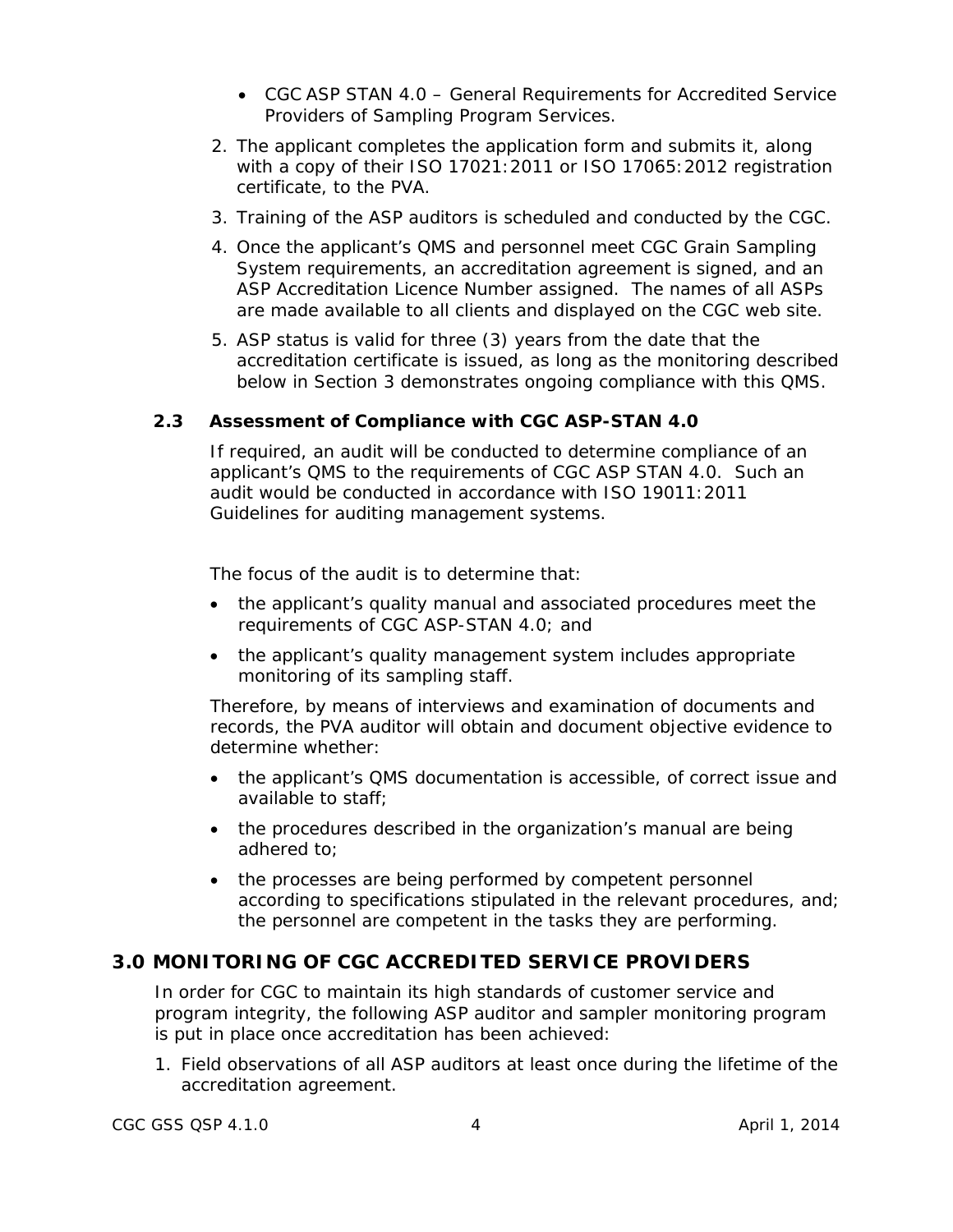- CGC ASP STAN 4.0 – General Requirements for Accredited Service Providers of Sampling Program Services.

2. The applicant completes the application form and submits it, along with a copy of their ISO 17021:2011 or ISO 17065:2012 registration certificate, to the PVA.
3. Training of the ASP auditors is scheduled and conducted by the CGC.
4. Once the applicant's QMS and personnel meet CGC Grain Sampling System requirements, an accreditation agreement is signed, and an ASP Accreditation Licence Number assigned. The names of all ASPs are made available to all clients and displayed on the CGC web site.
5. ASP status is valid for three (3) years from the date that the accreditation certificate is issued, as long as the monitoring described below in Section 3 demonstrates ongoing compliance with this QMS.

### 2.3 Assessment of Compliance with CGC ASP-STAN 4.0

If required, an audit will be conducted to determine compliance of an applicant's QMS to the requirements of CGC ASP STAN 4.0. Such an audit would be conducted in accordance with ISO 19011:2011 Guidelines for auditing management systems.

The focus of the audit is to determine that:

- the applicant's quality manual and associated procedures meet the requirements of CGC ASP-STAN 4.0; and
- the applicant's quality management system includes appropriate monitoring of its sampling staff.

Therefore, by means of interviews and examination of documents and records, the PVA auditor will obtain and document objective evidence to determine whether:

- the applicant's QMS documentation is accessible, of correct issue and available to staff;
- the procedures described in the organization's manual are being adhered to;
- the processes are being performed by competent personnel according to specifications stipulated in the relevant procedures, and; the personnel are competent in the tasks they are performing.

## 3.0 MONITORING OF CGC ACCREDITED SERVICE PROVIDERS

In order for CGC to maintain its high standards of customer service and program integrity, the following ASP auditor and sampler monitoring program is put in place once accreditation has been achieved:

1. Field observations of all ASP auditors at least once during the lifetime of the accreditation agreement.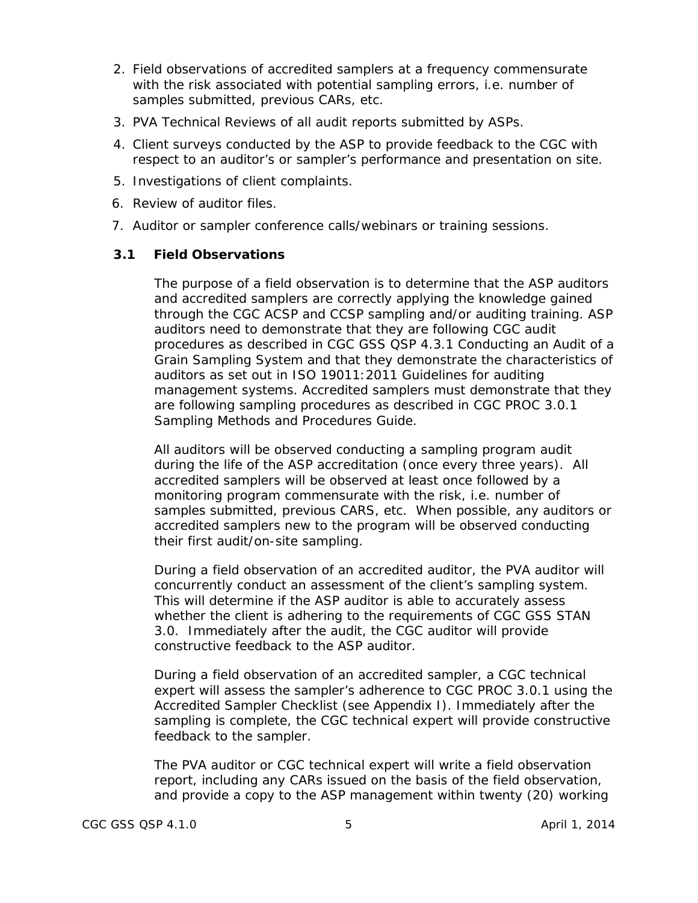2. Field observations of accredited samplers at a frequency commensurate with the risk associated with potential sampling errors, i.e. number of samples submitted, previous CARs, etc.
3. PVA Technical Reviews of all audit reports submitted by ASPs.
4. Client surveys conducted by the ASP to provide feedback to the CGC with respect to an auditor's or sampler's performance and presentation on site.
5. Investigations of client complaints.
6. Review of auditor files.
7. Auditor or sampler conference calls/webinars or training sessions.

### 3.1 Field Observations

The purpose of a field observation is to determine that the ASP auditors and accredited samplers are correctly applying the knowledge gained through the CGC ACSP and CCSP sampling and/or auditing training. ASP auditors need to demonstrate that they are following CGC audit procedures as described in CGC GSS QSP 4.3.1 Conducting an Audit of a Grain Sampling System and that they demonstrate the characteristics of auditors as set out in ISO 19011:2011 Guidelines for auditing management systems. Accredited samplers must demonstrate that they are following sampling procedures as described in CGC PROC 3.0.1 Sampling Methods and Procedures Guide.

All auditors will be observed conducting a sampling program audit during the life of the ASP accreditation (once every three years). All accredited samplers will be observed at least once followed by a monitoring program commensurate with the risk, i.e. number of samples submitted, previous CARS, etc. When possible, any auditors or accredited samplers new to the program will be observed conducting their first audit/on-site sampling.

During a field observation of an accredited auditor, the PVA auditor will concurrently conduct an assessment of the client's sampling system. This will determine if the ASP auditor is able to accurately assess whether the client is adhering to the requirements of CGC GSS STAN 3.0. Immediately after the audit, the CGC auditor will provide constructive feedback to the ASP auditor.

During a field observation of an accredited sampler, a CGC technical expert will assess the sampler's adherence to CGC PROC 3.0.1 using the Accredited Sampler Checklist (see Appendix I). Immediately after the sampling is complete, the CGC technical expert will provide constructive feedback to the sampler.

The PVA auditor or CGC technical expert will write a field observation report, including any CARs issued on the basis of the field observation, and provide a copy to the ASP management within twenty (20) working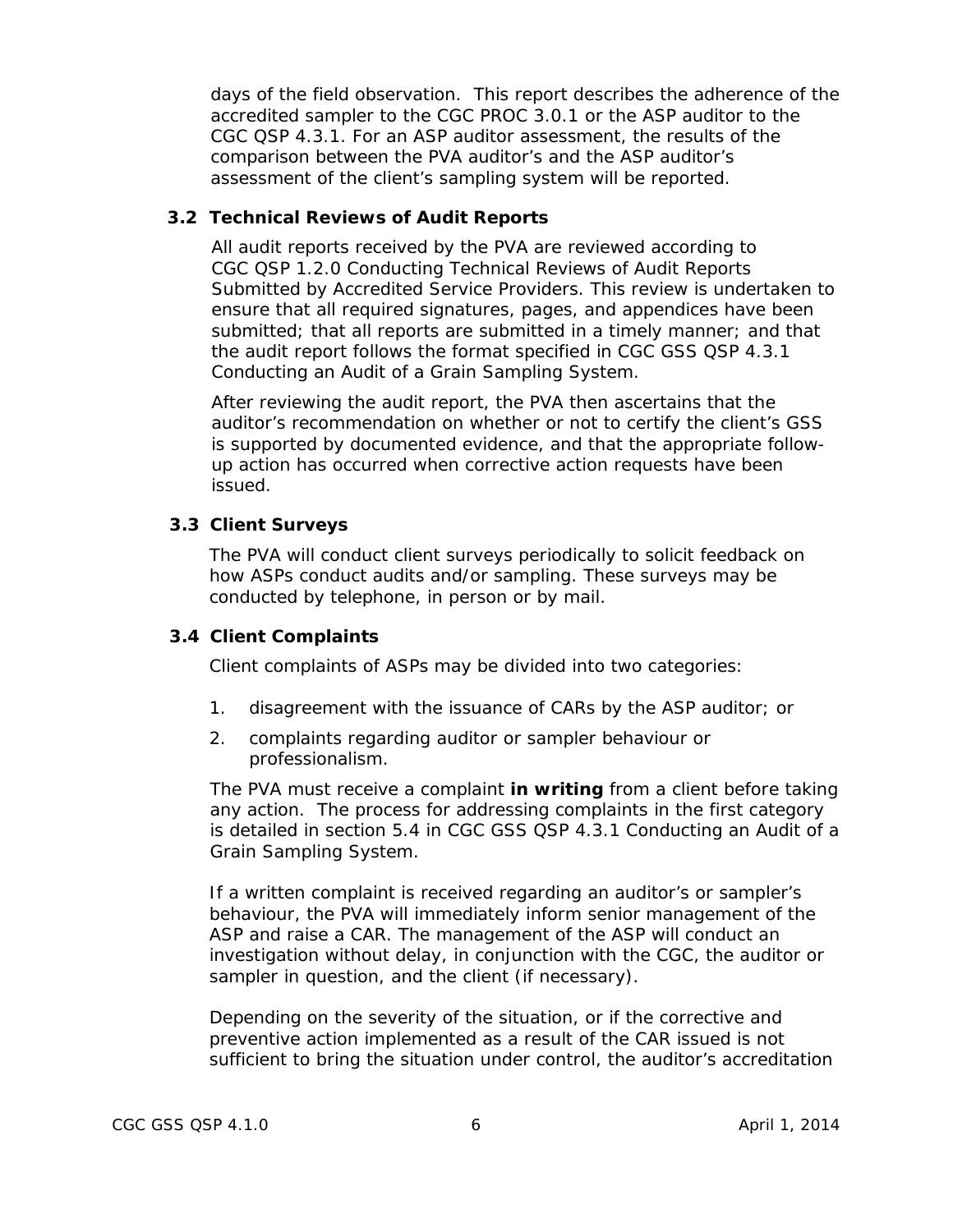days of the field observation.  This report describes the adherence of the accredited sampler to the CGC PROC 3.0.1 or the ASP auditor to the CGC QSP 4.3.1. For an ASP auditor assessment, the results of the comparison between the PVA auditor's and the ASP auditor's assessment of the client's sampling system will be reported.

### 3.2 Technical Reviews of Audit Reports

All audit reports received by the PVA are reviewed according to CGC QSP 1.2.0 Conducting Technical Reviews of Audit Reports Submitted by Accredited Service Providers. This review is undertaken to ensure that all required signatures, pages, and appendices have been submitted; that all reports are submitted in a timely manner; and that the audit report follows the format specified in CGC GSS QSP 4.3.1 Conducting an Audit of a Grain Sampling System.

After reviewing the audit report, the PVA then ascertains that the auditor's recommendation on whether or not to certify the client's GSS is supported by documented evidence, and that the appropriate follow-up action has occurred when corrective action requests have been issued.

### 3.3 Client Surveys

The PVA will conduct client surveys periodically to solicit feedback on how ASPs conduct audits and/or sampling. These surveys may be conducted by telephone, in person or by mail.

### 3.4 Client Complaints

Client complaints of ASPs may be divided into two categories:

1. disagreement with the issuance of CARs by the ASP auditor; or
2. complaints regarding auditor or sampler behaviour or professionalism.

The PVA must receive a complaint **in writing** from a client before taking any action.  The process for addressing complaints in the first category is detailed in section 5.4 in CGC GSS QSP 4.3.1 Conducting an Audit of a Grain Sampling System.

If a written complaint is received regarding an auditor's or sampler's behaviour, the PVA will immediately inform senior management of the ASP and raise a CAR. The management of the ASP will conduct an investigation without delay, in conjunction with the CGC, the auditor or sampler in question, and the client (if necessary).

Depending on the severity of the situation, or if the corrective and preventive action implemented as a result of the CAR issued is not sufficient to bring the situation under control, the auditor's accreditation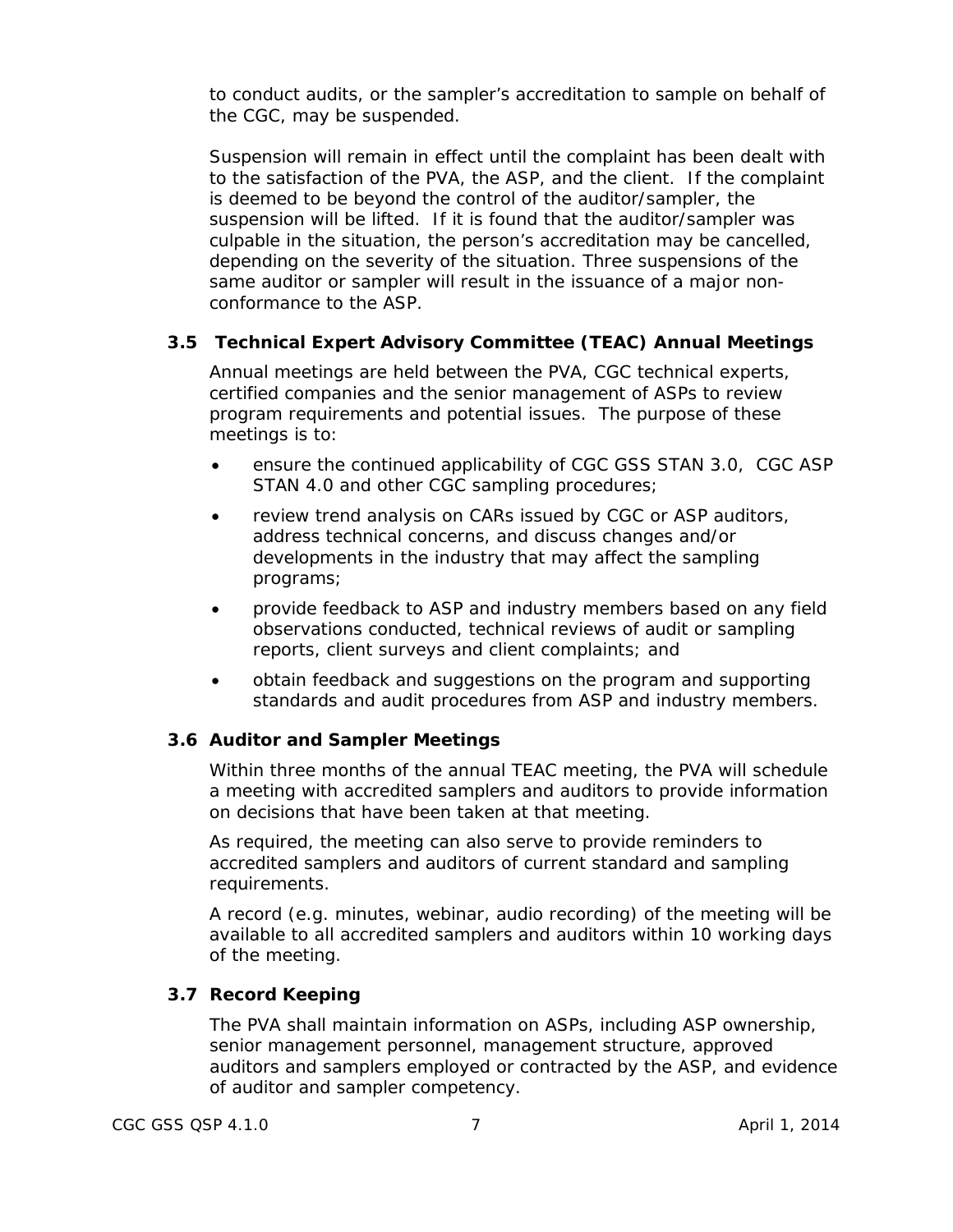to conduct audits, or the sampler's accreditation to sample on behalf of the CGC, may be suspended.

Suspension will remain in effect until the complaint has been dealt with to the satisfaction of the PVA, the ASP, and the client. If the complaint is deemed to be beyond the control of the auditor/sampler, the suspension will be lifted. If it is found that the auditor/sampler was culpable in the situation, the person's accreditation may be cancelled, depending on the severity of the situation. Three suspensions of the same auditor or sampler will result in the issuance of a major non-conformance to the ASP.

### 3.5 Technical Expert Advisory Committee (TEAC) Annual Meetings

Annual meetings are held between the PVA, CGC technical experts, certified companies and the senior management of ASPs to review program requirements and potential issues. The purpose of these meetings is to:

- ensure the continued applicability of CGC GSS STAN 3.0, CGC ASP STAN 4.0 and other CGC sampling procedures;
- review trend analysis on CARs issued by CGC or ASP auditors, address technical concerns, and discuss changes and/or developments in the industry that may affect the sampling programs;
- provide feedback to ASP and industry members based on any field observations conducted, technical reviews of audit or sampling reports, client surveys and client complaints; and
- obtain feedback and suggestions on the program and supporting standards and audit procedures from ASP and industry members.

### 3.6 Auditor and Sampler Meetings

Within three months of the annual TEAC meeting, the PVA will schedule a meeting with accredited samplers and auditors to provide information on decisions that have been taken at that meeting.

As required, the meeting can also serve to provide reminders to accredited samplers and auditors of current standard and sampling requirements.

A record (e.g. minutes, webinar, audio recording) of the meeting will be available to all accredited samplers and auditors within 10 working days of the meeting.

### 3.7 Record Keeping

The PVA shall maintain information on ASPs, including ASP ownership, senior management personnel, management structure, approved auditors and samplers employed or contracted by the ASP, and evidence of auditor and sampler competency.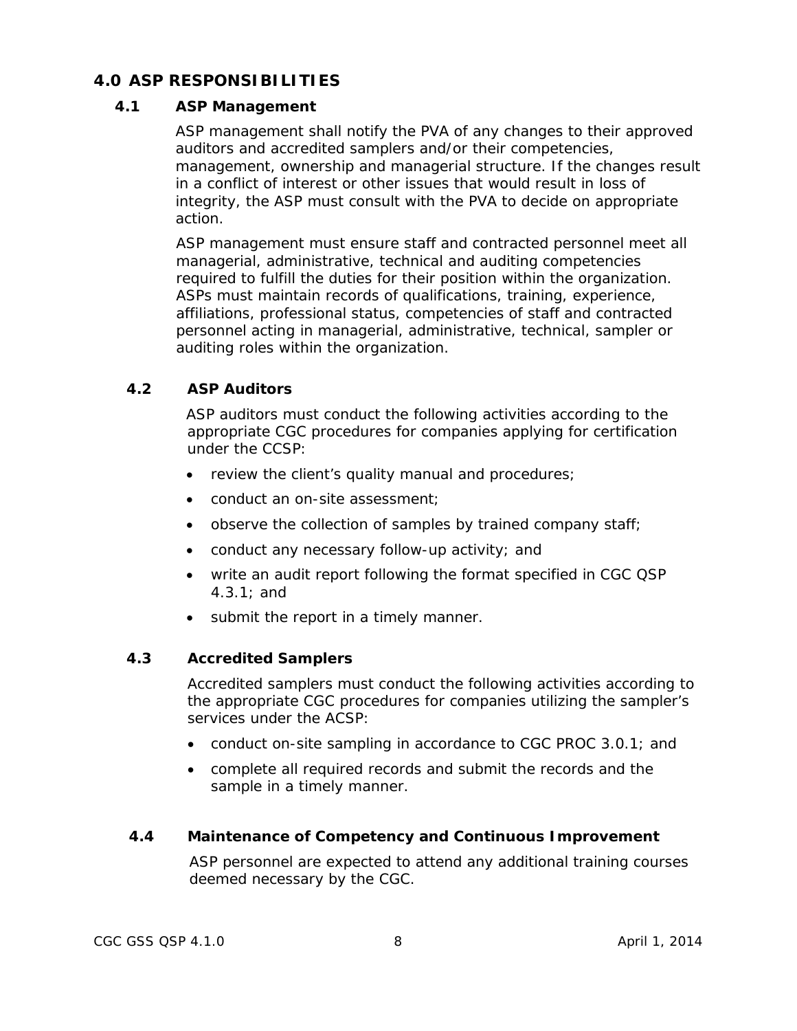## 4.0 ASP RESPONSIBILITIES

### 4.1 ASP Management

ASP management shall notify the PVA of any changes to their approved auditors and accredited samplers and/or their competencies, management, ownership and managerial structure. If the changes result in a conflict of interest or other issues that would result in loss of integrity, the ASP must consult with the PVA to decide on appropriate action.

ASP management must ensure staff and contracted personnel meet all managerial, administrative, technical and auditing competencies required to fulfill the duties for their position within the organization. ASPs must maintain records of qualifications, training, experience, affiliations, professional status, competencies of staff and contracted personnel acting in managerial, administrative, technical, sampler or auditing roles within the organization.

### 4.2 ASP Auditors

ASP auditors must conduct the following activities according to the appropriate CGC procedures for companies applying for certification under the CCSP:

- review the client's quality manual and procedures;
- conduct an on-site assessment;
- observe the collection of samples by trained company staff;
- conduct any necessary follow-up activity; and
- write an audit report following the format specified in CGC QSP 4.3.1; and
- submit the report in a timely manner.

### 4.3 Accredited Samplers

Accredited samplers must conduct the following activities according to the appropriate CGC procedures for companies utilizing the sampler's services under the ACSP:

- conduct on-site sampling in accordance to CGC PROC 3.0.1; and
- complete all required records and submit the records and the sample in a timely manner.

### 4.4 Maintenance of Competency and Continuous Improvement

ASP personnel are expected to attend any additional training courses deemed necessary by the CGC.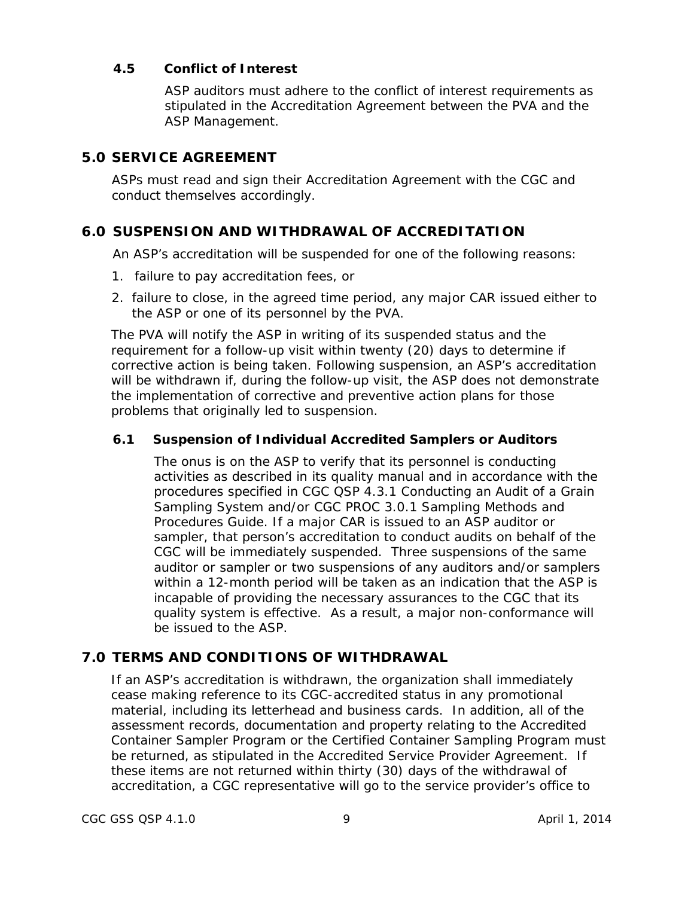### 4.5 Conflict of Interest

ASP auditors must adhere to the conflict of interest requirements as stipulated in the Accreditation Agreement between the PVA and the ASP Management.

## 5.0 SERVICE AGREEMENT

ASPs must read and sign their Accreditation Agreement with the CGC and conduct themselves accordingly.

## 6.0 SUSPENSION AND WITHDRAWAL OF ACCREDITATION

An ASP's accreditation will be suspended for one of the following reasons:

1. failure to pay accreditation fees, or
2. failure to close, in the agreed time period, any major CAR issued either to the ASP or one of its personnel by the PVA.

The PVA will notify the ASP in writing of its suspended status and the requirement for a follow-up visit within twenty (20) days to determine if corrective action is being taken. Following suspension, an ASP's accreditation will be withdrawn if, during the follow-up visit, the ASP does not demonstrate the implementation of corrective and preventive action plans for those problems that originally led to suspension.

### 6.1 Suspension of Individual Accredited Samplers or Auditors

The onus is on the ASP to verify that its personnel is conducting activities as described in its quality manual and in accordance with the procedures specified in CGC QSP 4.3.1 Conducting an Audit of a Grain Sampling System and/or CGC PROC 3.0.1 Sampling Methods and Procedures Guide. If a major CAR is issued to an ASP auditor or sampler, that person's accreditation to conduct audits on behalf of the CGC will be immediately suspended. Three suspensions of the same auditor or sampler or two suspensions of any auditors and/or samplers within a 12-month period will be taken as an indication that the ASP is incapable of providing the necessary assurances to the CGC that its quality system is effective. As a result, a major non-conformance will be issued to the ASP.

## 7.0 TERMS AND CONDITIONS OF WITHDRAWAL

If an ASP's accreditation is withdrawn, the organization shall immediately cease making reference to its CGC-accredited status in any promotional material, including its letterhead and business cards. In addition, all of the assessment records, documentation and property relating to the Accredited Container Sampler Program or the Certified Container Sampling Program must be returned, as stipulated in the Accredited Service Provider Agreement. If these items are not returned within thirty (30) days of the withdrawal of accreditation, a CGC representative will go to the service provider's office to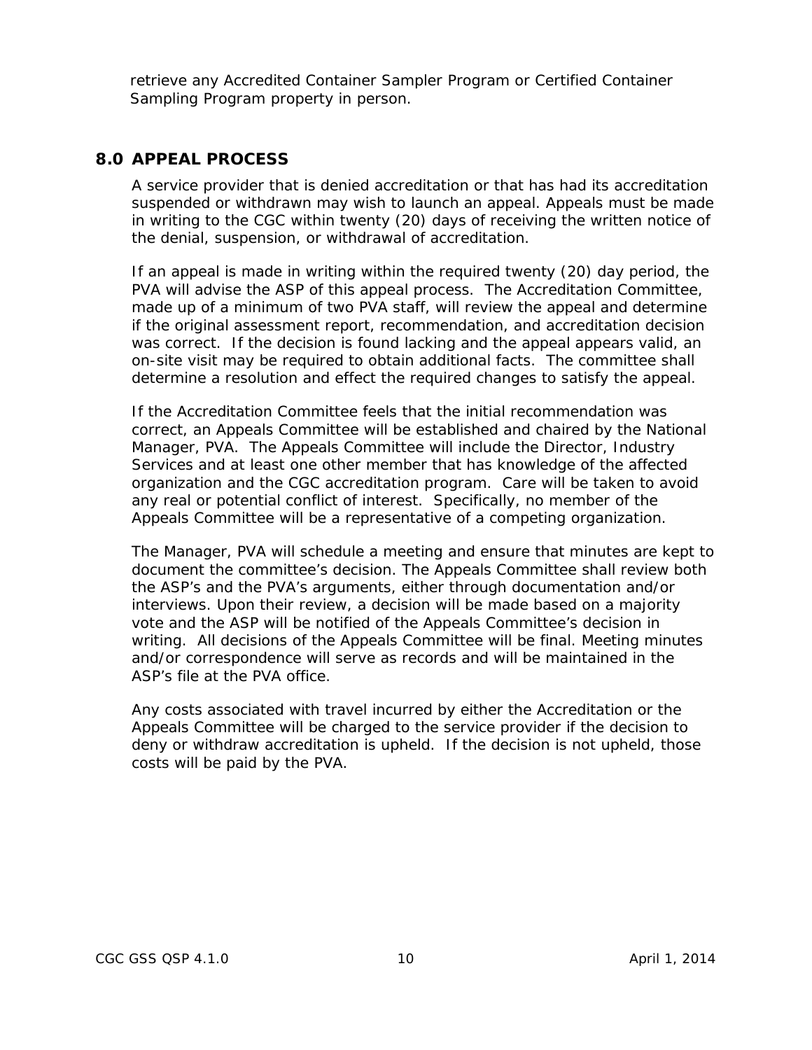retrieve any Accredited Container Sampler Program or Certified Container Sampling Program property in person.

## 8.0 APPEAL PROCESS

A service provider that is denied accreditation or that has had its accreditation suspended or withdrawn may wish to launch an appeal. Appeals must be made in writing to the CGC within twenty (20) days of receiving the written notice of the denial, suspension, or withdrawal of accreditation.

If an appeal is made in writing within the required twenty (20) day period, the PVA will advise the ASP of this appeal process. The Accreditation Committee, made up of a minimum of two PVA staff, will review the appeal and determine if the original assessment report, recommendation, and accreditation decision was correct. If the decision is found lacking and the appeal appears valid, an on-site visit may be required to obtain additional facts. The committee shall determine a resolution and effect the required changes to satisfy the appeal.

If the Accreditation Committee feels that the initial recommendation was correct, an Appeals Committee will be established and chaired by the National Manager, PVA. The Appeals Committee will include the Director, Industry Services and at least one other member that has knowledge of the affected organization and the CGC accreditation program. Care will be taken to avoid any real or potential conflict of interest. Specifically, no member of the Appeals Committee will be a representative of a competing organization.

The Manager, PVA will schedule a meeting and ensure that minutes are kept to document the committee's decision. The Appeals Committee shall review both the ASP's and the PVA's arguments, either through documentation and/or interviews. Upon their review, a decision will be made based on a majority vote and the ASP will be notified of the Appeals Committee's decision in writing. All decisions of the Appeals Committee will be final. Meeting minutes and/or correspondence will serve as records and will be maintained in the ASP's file at the PVA office.

Any costs associated with travel incurred by either the Accreditation or the Appeals Committee will be charged to the service provider if the decision to deny or withdraw accreditation is upheld. If the decision is not upheld, those costs will be paid by the PVA.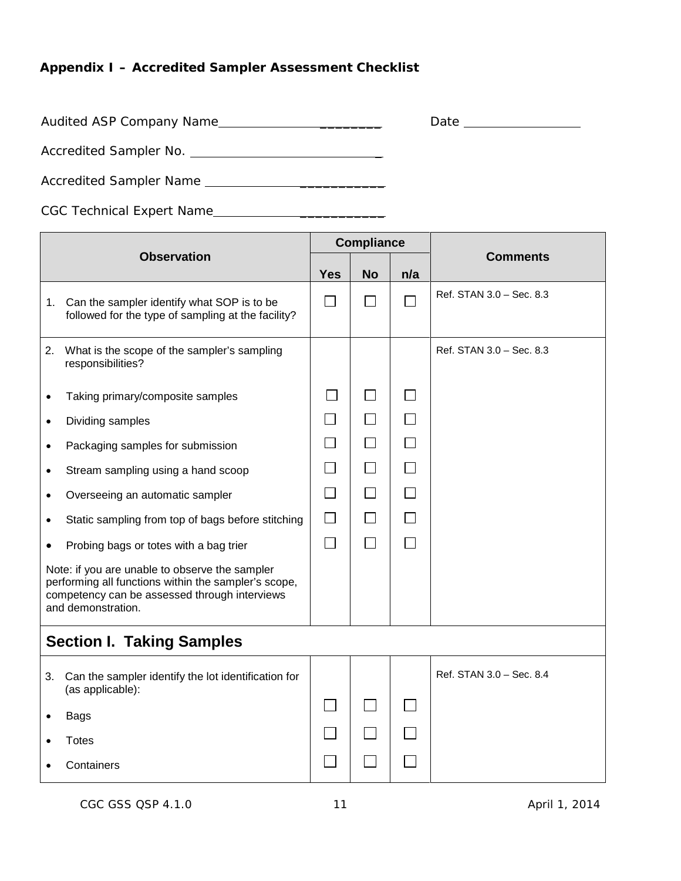**Appendix I – Accredited Sampler Assessment Checklist**

Audited ASP Company Name________________________ Date ______________

Accredited Sampler No. ___________________________

Accredited Sampler Name _________________________

CGC Technical Expert Name________________________

| Observation | Compliance | | | Comments |
|---|---|---|---|---|
| | Yes | No | n/a | |
| 1. Can the sampler identify what SOP is to be followed for the type of sampling at the facility? | ☐ | ☐ | ☐ | Ref. STAN 3.0 – Sec. 8.3 |
| 2. What is the scope of the sampler's sampling responsibilities? | | | | Ref. STAN 3.0 – Sec. 8.3 |
| • Taking primary/composite samples | ☐ | ☐ | ☐ | |
| • Dividing samples | ☐ | ☐ | ☐ | |
| • Packaging samples for submission | ☐ | ☐ | ☐ | |
| • Stream sampling using a hand scoop | ☐ | ☐ | ☐ | |
| • Overseeing an automatic sampler | ☐ | ☐ | ☐ | |
| • Static sampling from top of bags before stitching | ☐ | ☐ | ☐ | |
| • Probing bags or totes with a bag trier | ☐ | ☐ | ☐ | |
| Note: if you are unable to observe the sampler performing all functions within the sampler's scope, competency can be assessed through interviews and demonstration. | | | | |
| **Section I. Taking Samples** | | | | |
| 3. Can the sampler identify the lot identification for (as applicable): | | | | Ref. STAN 3.0 – Sec. 8.4 |
| • Bags | ☐ | ☐ | ☐ | |
| • Totes | ☐ | ☐ | ☐ | |
| • Containers | ☐ | ☐ | ☐ | |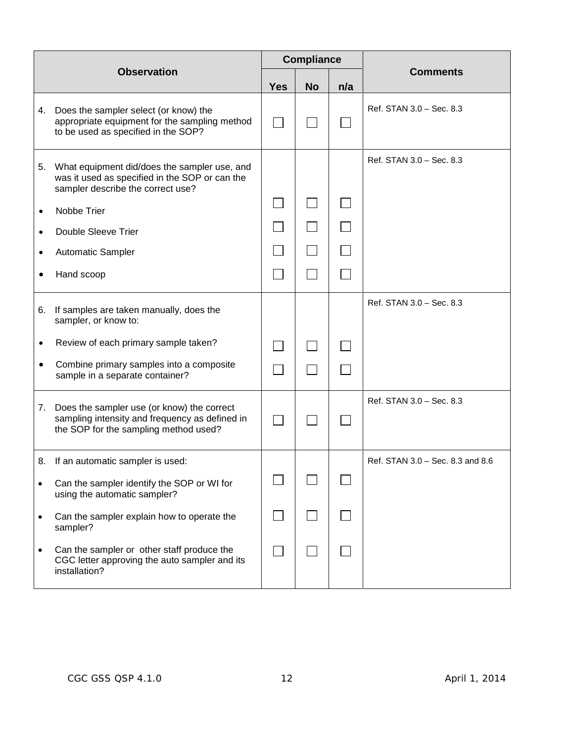| Observation | Compliance | | | Comments |
|---|---|---|---|---|
| | Yes | No | n/a | |
| 4. Does the sampler select (or know) the appropriate equipment for the sampling method to be used as specified in the SOP? | ☐ | ☐ | ☐ | Ref. STAN 3.0 – Sec. 8.3 |
| 5. What equipment did/does the sampler use, and was it used as specified in the SOP or can the sampler describe the correct use? | | | | Ref. STAN 3.0 – Sec. 8.3 |
| • Nobbe Trier | ☐ | ☐ | ☐ | |
| • Double Sleeve Trier | ☐ | ☐ | ☐ | |
| • Automatic Sampler | ☐ | ☐ | ☐ | |
| • Hand scoop | ☐ | ☐ | ☐ | |
| 6. If samples are taken manually, does the sampler, or know to: | | | | Ref. STAN 3.0 – Sec. 8.3 |
| • Review of each primary sample taken? | ☐ | ☐ | ☐ | |
| • Combine primary samples into a composite sample in a separate container? | ☐ | ☐ | ☐ | |
| 7. Does the sampler use (or know) the correct sampling intensity and frequency as defined in the SOP for the sampling method used? | ☐ | ☐ | ☐ | Ref. STAN 3.0 – Sec. 8.3 |
| 8. If an automatic sampler is used: | | | | Ref. STAN 3.0 – Sec. 8.3 and 8.6 |
| • Can the sampler identify the SOP or WI for using the automatic sampler? | ☐ | ☐ | ☐ | |
| • Can the sampler explain how to operate the sampler? | ☐ | ☐ | ☐ | |
| • Can the sampler or other staff produce the CGC letter approving the auto sampler and its installation? | ☐ | ☐ | ☐ | |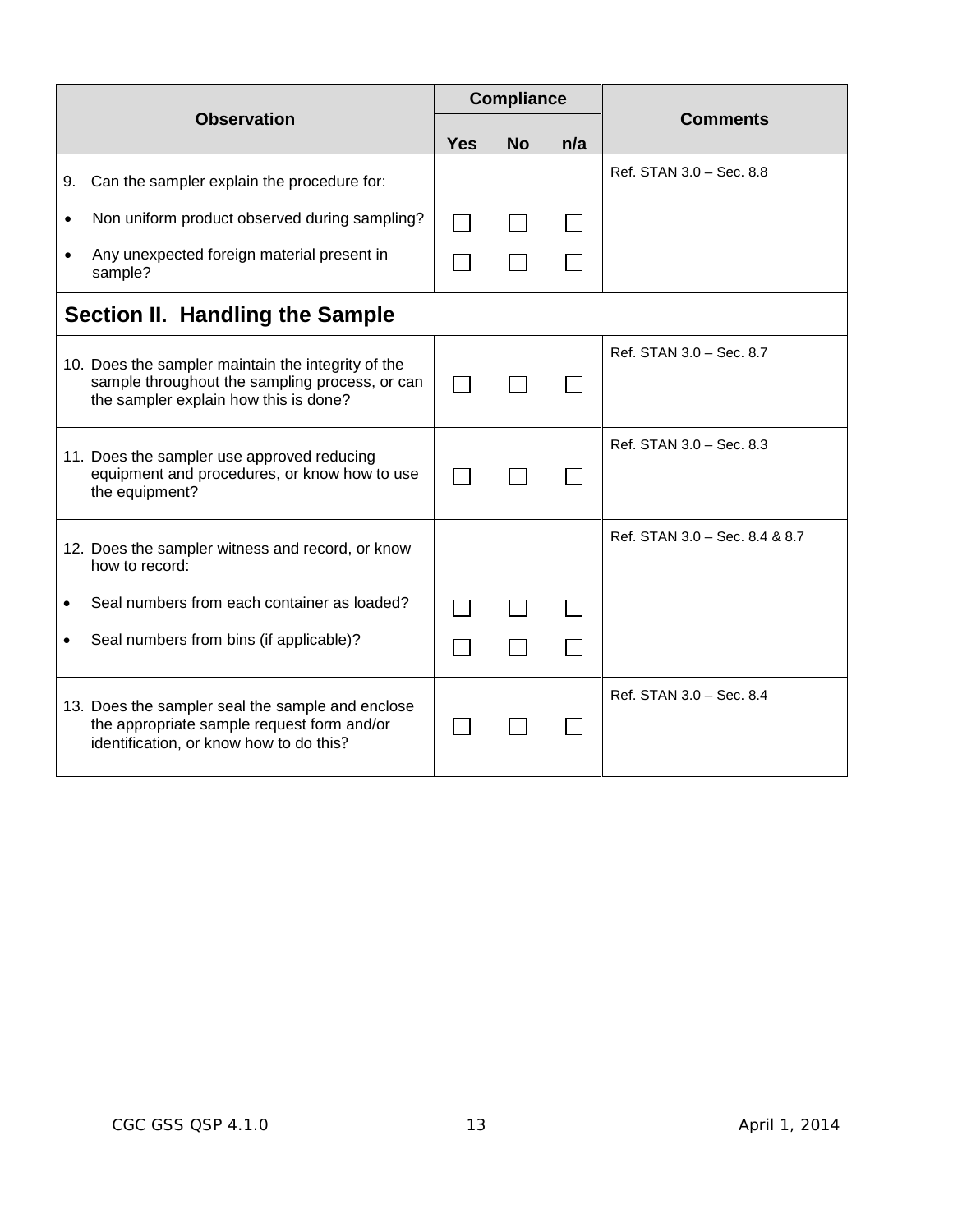| Observation | Compliance | | | Comments |
|---|---|---|---|---|
| | Yes | No | n/a | |
| 9. Can the sampler explain the procedure for: | | | | Ref. STAN 3.0 – Sec. 8.8 |
| • Non uniform product observed during sampling? | ☐ | ☐ | ☐ | |
| • Any unexpected foreign material present in sample? | ☐ | ☐ | ☐ | |
| **Section II. Handling the Sample** | | | | |
| 10. Does the sampler maintain the integrity of the sample throughout the sampling process, or can the sampler explain how this is done? | ☐ | ☐ | ☐ | Ref. STAN 3.0 – Sec. 8.7 |
| 11. Does the sampler use approved reducing equipment and procedures, or know how to use the equipment? | ☐ | ☐ | ☐ | Ref. STAN 3.0 – Sec. 8.3 |
| 12. Does the sampler witness and record, or know how to record: | | | | Ref. STAN 3.0 – Sec. 8.4 & 8.7 |
| • Seal numbers from each container as loaded? | ☐ | ☐ | ☐ | |
| • Seal numbers from bins (if applicable)? | ☐ | ☐ | ☐ | |
| 13. Does the sampler seal the sample and enclose the appropriate sample request form and/or identification, or know how to do this? | ☐ | ☐ | ☐ | Ref. STAN 3.0 – Sec. 8.4 |